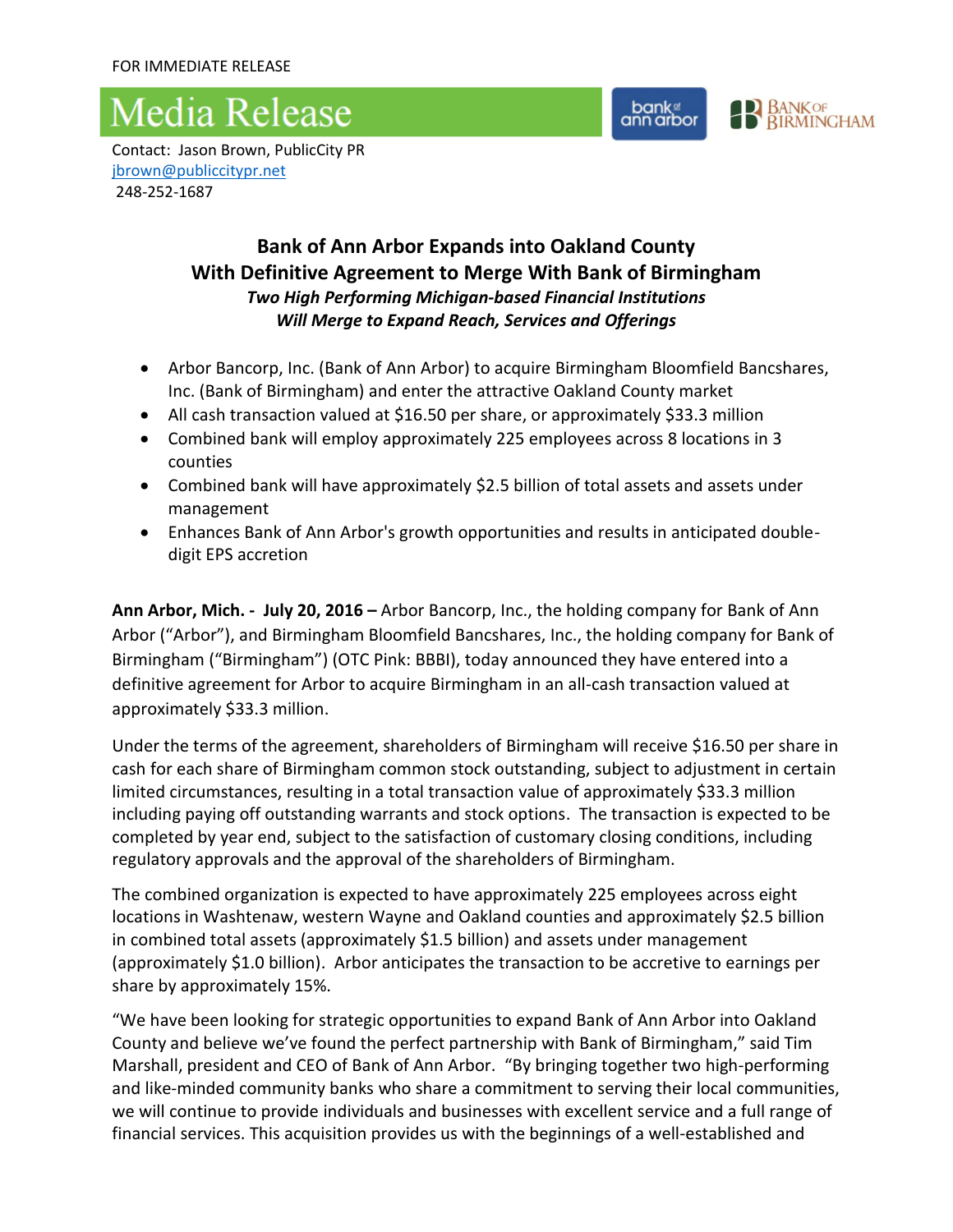FOR IMMEDIATE RELEASE

# Media Release

Contact: Jason Brown, PublicCity PR
jbrown@publiccitypr.net
248-252-1687

## Bank of Ann Arbor Expands into Oakland County With Definitive Agreement to Merge With Bank of Birmingham

***Two High Performing Michigan-based Financial Institutions Will Merge to Expand Reach, Services and Offerings***

- Arbor Bancorp, Inc. (Bank of Ann Arbor) to acquire Birmingham Bloomfield Bancshares, Inc. (Bank of Birmingham) and enter the attractive Oakland County market
- All cash transaction valued at $16.50 per share, or approximately $33.3 million
- Combined bank will employ approximately 225 employees across 8 locations in 3 counties
- Combined bank will have approximately $2.5 billion of total assets and assets under management
- Enhances Bank of Ann Arbor's growth opportunities and results in anticipated double-digit EPS accretion

**Ann Arbor, Mich. - July 20, 2016 –** Arbor Bancorp, Inc., the holding company for Bank of Ann Arbor ("Arbor"), and Birmingham Bloomfield Bancshares, Inc., the holding company for Bank of Birmingham ("Birmingham") (OTC Pink: BBBI), today announced they have entered into a definitive agreement for Arbor to acquire Birmingham in an all-cash transaction valued at approximately $33.3 million.

Under the terms of the agreement, shareholders of Birmingham will receive $16.50 per share in cash for each share of Birmingham common stock outstanding, subject to adjustment in certain limited circumstances, resulting in a total transaction value of approximately $33.3 million including paying off outstanding warrants and stock options. The transaction is expected to be completed by year end, subject to the satisfaction of customary closing conditions, including regulatory approvals and the approval of the shareholders of Birmingham.

The combined organization is expected to have approximately 225 employees across eight locations in Washtenaw, western Wayne and Oakland counties and approximately $2.5 billion in combined total assets (approximately $1.5 billion) and assets under management (approximately $1.0 billion). Arbor anticipates the transaction to be accretive to earnings per share by approximately 15%.

"We have been looking for strategic opportunities to expand Bank of Ann Arbor into Oakland County and believe we've found the perfect partnership with Bank of Birmingham," said Tim Marshall, president and CEO of Bank of Ann Arbor. "By bringing together two high-performing and like-minded community banks who share a commitment to serving their local communities, we will continue to provide individuals and businesses with excellent service and a full range of financial services. This acquisition provides us with the beginnings of a well-established and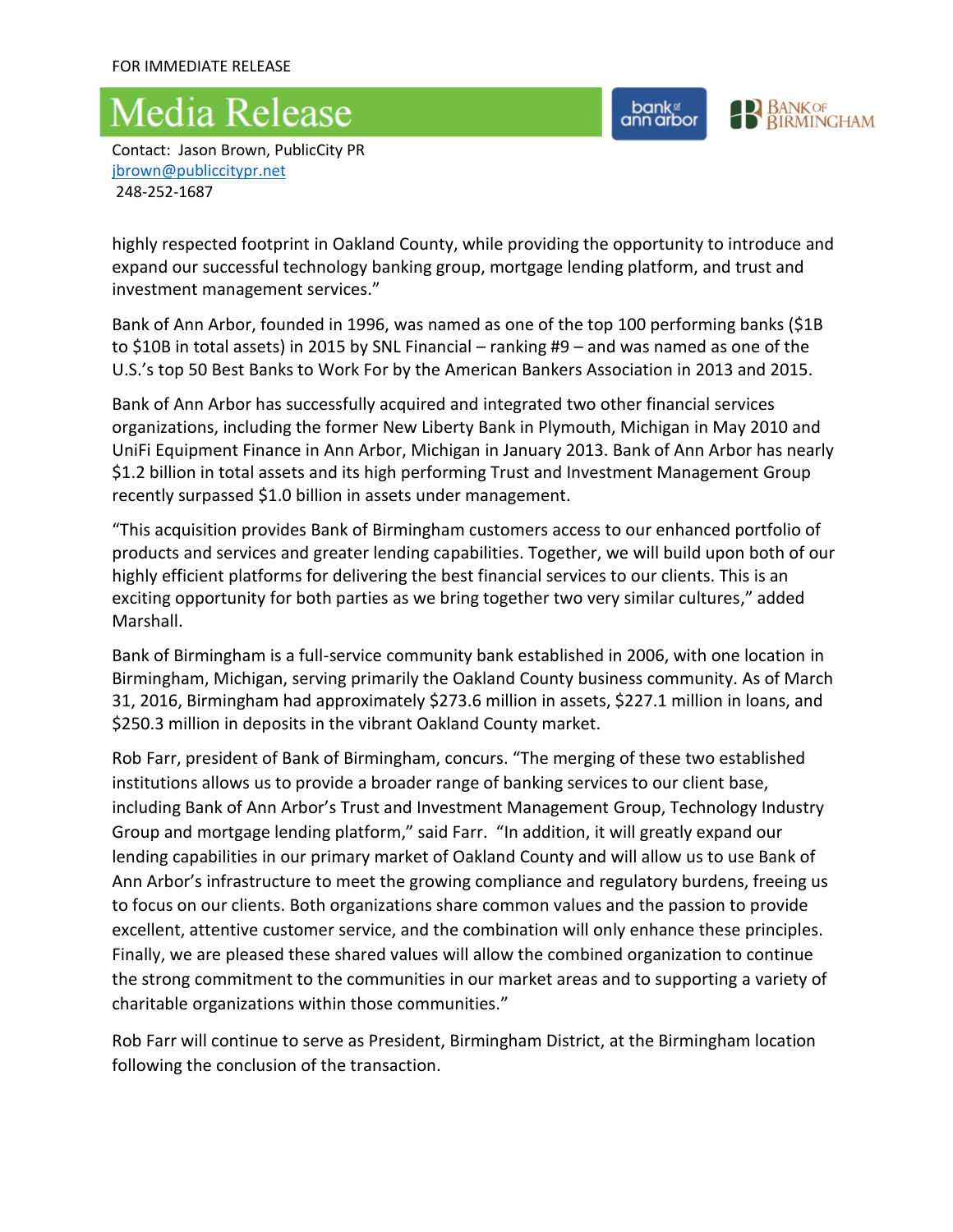FOR IMMEDIATE RELEASE

# Media Release

Contact: Jason Brown, PublicCity PR
jbrown@publiccitypr.net
248-252-1687

highly respected footprint in Oakland County, while providing the opportunity to introduce and expand our successful technology banking group, mortgage lending platform, and trust and investment management services."

Bank of Ann Arbor, founded in 1996, was named as one of the top 100 performing banks ($1B to $10B in total assets) in 2015 by SNL Financial – ranking #9 – and was named as one of the U.S.'s top 50 Best Banks to Work For by the American Bankers Association in 2013 and 2015.

Bank of Ann Arbor has successfully acquired and integrated two other financial services organizations, including the former New Liberty Bank in Plymouth, Michigan in May 2010 and UniFi Equipment Finance in Ann Arbor, Michigan in January 2013. Bank of Ann Arbor has nearly $1.2 billion in total assets and its high performing Trust and Investment Management Group recently surpassed $1.0 billion in assets under management.

"This acquisition provides Bank of Birmingham customers access to our enhanced portfolio of products and services and greater lending capabilities. Together, we will build upon both of our highly efficient platforms for delivering the best financial services to our clients. This is an exciting opportunity for both parties as we bring together two very similar cultures," added Marshall.

Bank of Birmingham is a full-service community bank established in 2006, with one location in Birmingham, Michigan, serving primarily the Oakland County business community. As of March 31, 2016, Birmingham had approximately $273.6 million in assets, $227.1 million in loans, and $250.3 million in deposits in the vibrant Oakland County market.

Rob Farr, president of Bank of Birmingham, concurs. "The merging of these two established institutions allows us to provide a broader range of banking services to our client base, including Bank of Ann Arbor's Trust and Investment Management Group, Technology Industry Group and mortgage lending platform," said Farr. "In addition, it will greatly expand our lending capabilities in our primary market of Oakland County and will allow us to use Bank of Ann Arbor's infrastructure to meet the growing compliance and regulatory burdens, freeing us to focus on our clients. Both organizations share common values and the passion to provide excellent, attentive customer service, and the combination will only enhance these principles. Finally, we are pleased these shared values will allow the combined organization to continue the strong commitment to the communities in our market areas and to supporting a variety of charitable organizations within those communities."

Rob Farr will continue to serve as President, Birmingham District, at the Birmingham location following the conclusion of the transaction.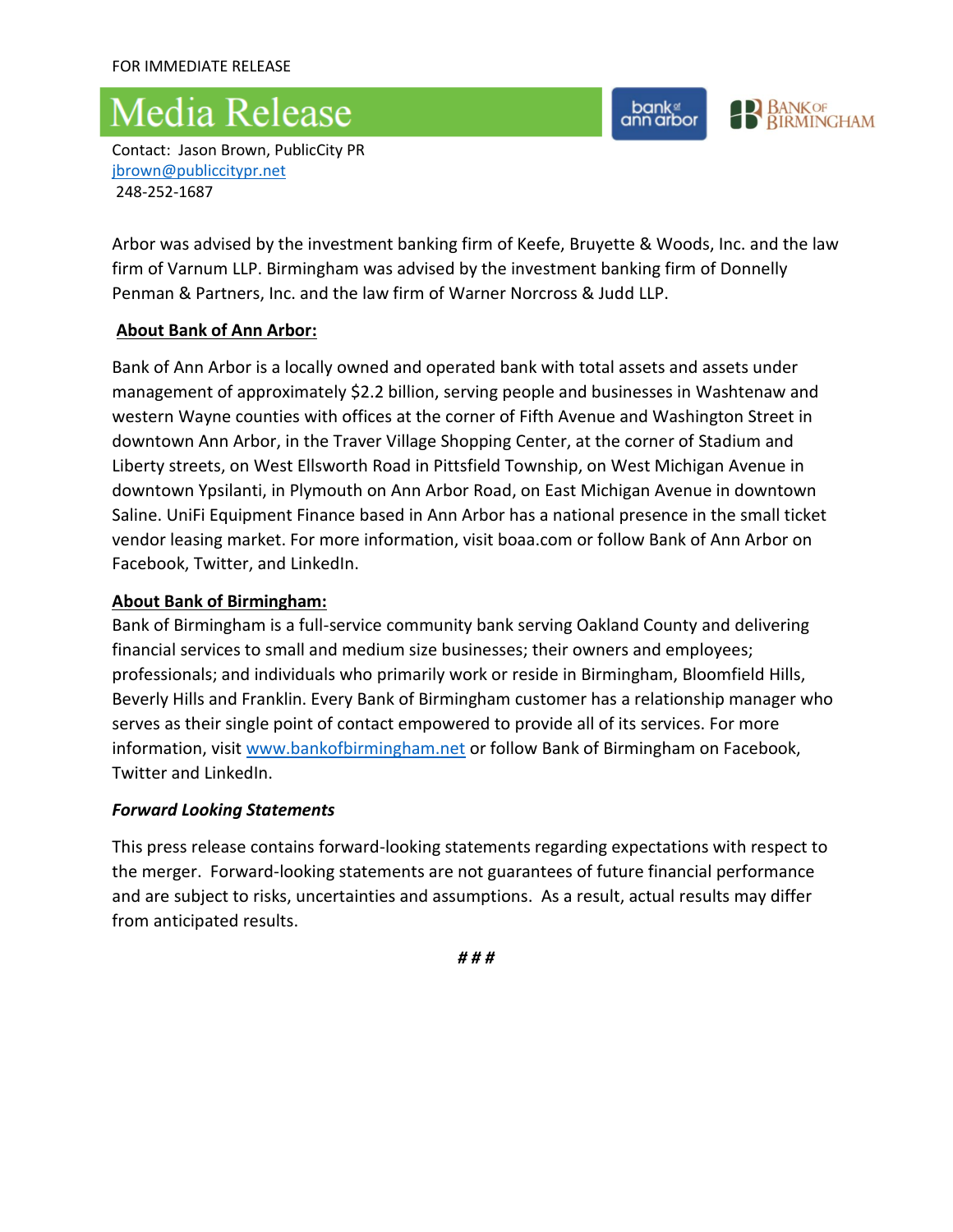FOR IMMEDIATE RELEASE

# Media Release

Contact: Jason Brown, PublicCity PR
jbrown@publiccitypr.net
248-252-1687

Arbor was advised by the investment banking firm of Keefe, Bruyette & Woods, Inc. and the law firm of Varnum LLP. Birmingham was advised by the investment banking firm of Donnelly Penman & Partners, Inc. and the law firm of Warner Norcross & Judd LLP.

**About Bank of Ann Arbor:**

Bank of Ann Arbor is a locally owned and operated bank with total assets and assets under management of approximately $2.2 billion, serving people and businesses in Washtenaw and western Wayne counties with offices at the corner of Fifth Avenue and Washington Street in downtown Ann Arbor, in the Traver Village Shopping Center, at the corner of Stadium and Liberty streets, on West Ellsworth Road in Pittsfield Township, on West Michigan Avenue in downtown Ypsilanti, in Plymouth on Ann Arbor Road, on East Michigan Avenue in downtown Saline. UniFi Equipment Finance based in Ann Arbor has a national presence in the small ticket vendor leasing market. For more information, visit boaa.com or follow Bank of Ann Arbor on Facebook, Twitter, and LinkedIn.

**About Bank of Birmingham:**

Bank of Birmingham is a full-service community bank serving Oakland County and delivering financial services to small and medium size businesses; their owners and employees; professionals; and individuals who primarily work or reside in Birmingham, Bloomfield Hills, Beverly Hills and Franklin. Every Bank of Birmingham customer has a relationship manager who serves as their single point of contact empowered to provide all of its services. For more information, visit www.bankofbirmingham.net or follow Bank of Birmingham on Facebook, Twitter and LinkedIn.

***Forward Looking Statements***

This press release contains forward-looking statements regarding expectations with respect to the merger. Forward-looking statements are not guarantees of future financial performance and are subject to risks, uncertainties and assumptions. As a result, actual results may differ from anticipated results.

***# # #***